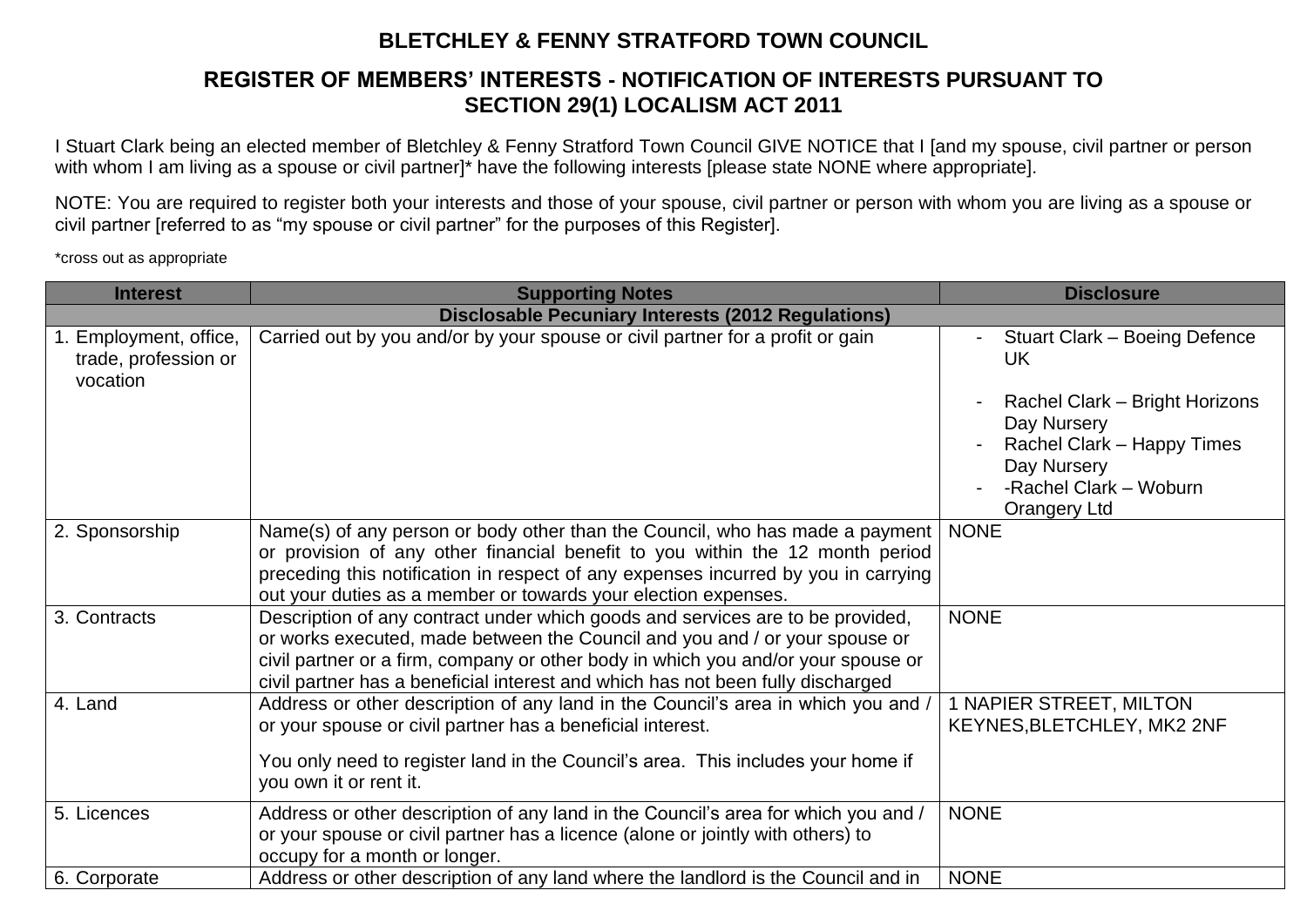# BLETCHLEY & FENNY STRATFORD TOWN COUNCIL

## REGISTER OF MEMBERS' INTERESTS - NOTIFICATION OF INTERESTS PURSUANT TO SECTION 29(1) LOCALISM ACT 2011

I Stuart Clark being an elected member of Bletchley & Fenny Stratford Town Council GIVE NOTICE that I [and my spouse, civil partner or person with whom I am living as a spouse or civil partner]* have the following interests [please state NONE where appropriate].

NOTE: You are required to register both your interests and those of your spouse, civil partner or person with whom you are living as a spouse or civil partner [referred to as "my spouse or civil partner" for the purposes of this Register].

*cross out as appropriate

| Interest | Supporting Notes | Disclosure |
|---|---|---|
| **Disclosable Pecuniary Interests (2012 Regulations)** | | |
| 1. Employment, office, trade, profession or vocation | Carried out by you and/or by your spouse or civil partner for a profit or gain | - Stuart Clark – Boeing Defence UK<br>- Rachel Clark – Bright Horizons Day Nursery<br>- Rachel Clark – Happy Times Day Nursery<br>- -Rachel Clark – Woburn Orangery Ltd |
| 2. Sponsorship | Name(s) of any person or body other than the Council, who has made a payment or provision of any other financial benefit to you within the 12 month period preceding this notification in respect of any expenses incurred by you in carrying out your duties as a member or towards your election expenses. | NONE |
| 3. Contracts | Description of any contract under which goods and services are to be provided, or works executed, made between the Council and you and / or your spouse or civil partner or a firm, company or other body in which you and/or your spouse or civil partner has a beneficial interest and which has not been fully discharged | NONE |
| 4. Land | Address or other description of any land in the Council's area in which you and / or your spouse or civil partner has a beneficial interest.<br><br>You only need to register land in the Council's area. This includes your home if you own it or rent it. | 1 NAPIER STREET, MILTON KEYNES,BLETCHLEY, MK2 2NF |
| 5. Licences | Address or other description of any land in the Council's area for which you and / or your spouse or civil partner has a licence (alone or jointly with others) to occupy for a month or longer. | NONE |
| 6. Corporate | Address or other description of any land where the landlord is the Council and in | NONE |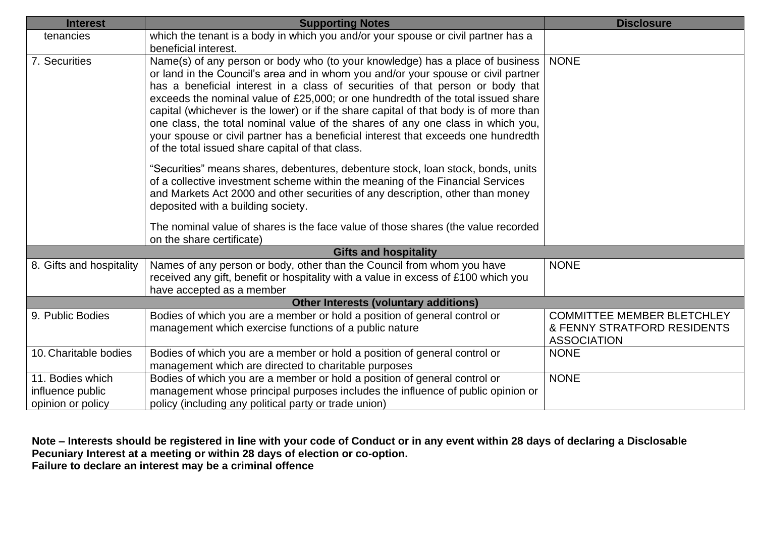| Interest | Supporting Notes | Disclosure |
| --- | --- | --- |
| tenancies | which the tenant is a body in which you and/or your spouse or civil partner has a beneficial interest. | |
| 7. Securities | Name(s) of any person or body who (to your knowledge) has a place of business or land in the Council's area and in whom you and/or your spouse or civil partner has a beneficial interest in a class of securities of that person or body that exceeds the nominal value of £25,000; or one hundredth of the total issued share capital (whichever is the lower) or if the share capital of that body is of more than one class, the total nominal value of the shares of any one class in which you, your spouse or civil partner has a beneficial interest that exceeds one hundredth of the total issued share capital of that class.<br><br>"Securities" means shares, debentures, debenture stock, loan stock, bonds, units of a collective investment scheme within the meaning of the Financial Services and Markets Act 2000 and other securities of any description, other than money deposited with a building society.<br><br>The nominal value of shares is the face value of those shares (the value recorded on the share certificate) | NONE |
| **Gifts and hospitality** | | |
| 8. Gifts and hospitality | Names of any person or body, other than the Council from whom you have received any gift, benefit or hospitality with a value in excess of £100 which you have accepted as a member | NONE |
| **Other Interests (voluntary additions)** | | |
| 9. Public Bodies | Bodies of which you are a member or hold a position of general control or management which exercise functions of a public nature | COMMITTEE MEMBER BLETCHLEY & FENNY STRATFORD RESIDENTS ASSOCIATION |
| 10. Charitable bodies | Bodies of which you are a member or hold a position of general control or management which are directed to charitable purposes | NONE |
| 11. Bodies which influence public opinion or policy | Bodies of which you are a member or hold a position of general control or management whose principal purposes includes the influence of public opinion or policy (including any political party or trade union) | NONE |

**Note – Interests should be registered in line with your code of Conduct or in any event within 28 days of declaring a Disclosable Pecuniary Interest at a meeting or within 28 days of election or co-option.**
**Failure to declare an interest may be a criminal offence**